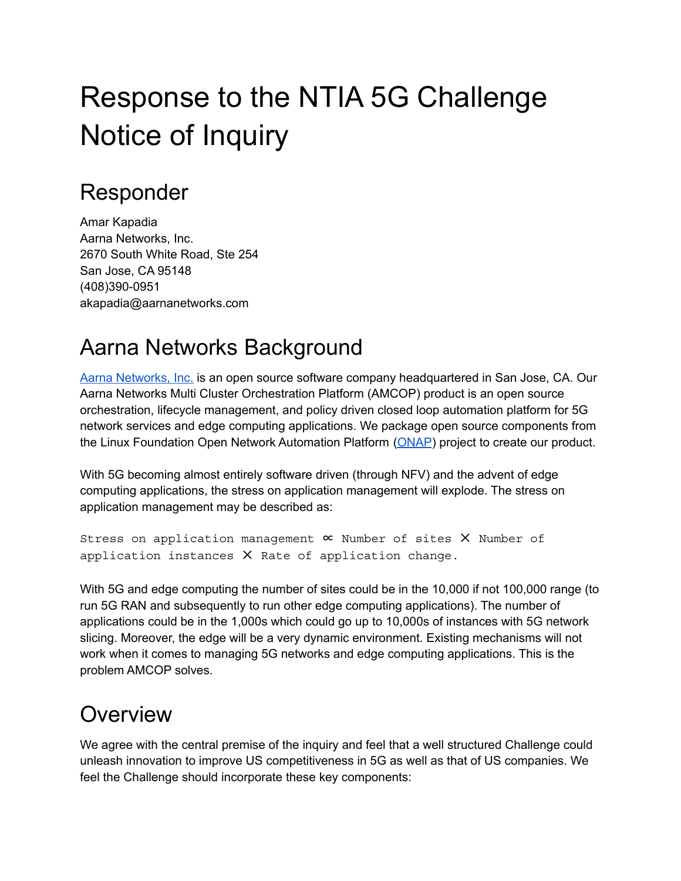# Response to the NTIA 5G Challenge Notice of Inquiry

## Responder

Amar Kapadia
Aarna Networks, Inc.
2670 South White Road, Ste 254
San Jose, CA 95148
(408)390-0951
akapadia@aarnanetworks.com

## Aarna Networks Background

Aarna Networks, Inc. is an open source software company headquartered in San Jose, CA. Our Aarna Networks Multi Cluster Orchestration Platform (AMCOP) product is an open source orchestration, lifecycle management, and policy driven closed loop automation platform for 5G network services and edge computing applications. We package open source components from the Linux Foundation Open Network Automation Platform (ONAP) project to create our product.

With 5G becoming almost entirely software driven (through NFV) and the advent of edge computing applications, the stress on application management will explode. The stress on application management may be described as:

```
Stress on application management ∝ Number of sites ✕ Number of application instances ✕ Rate of application change.
```

With 5G and edge computing the number of sites could be in the 10,000 if not 100,000 range (to run 5G RAN and subsequently to run other edge computing applications). The number of applications could be in the 1,000s which could go up to 10,000s of instances with 5G network slicing. Moreover, the edge will be a very dynamic environment. Existing mechanisms will not work when it comes to managing 5G networks and edge computing applications. This is the problem AMCOP solves.

## Overview

We agree with the central premise of the inquiry and feel that a well structured Challenge could unleash innovation to improve US competitiveness in 5G as well as that of US companies. We feel the Challenge should incorporate these key components: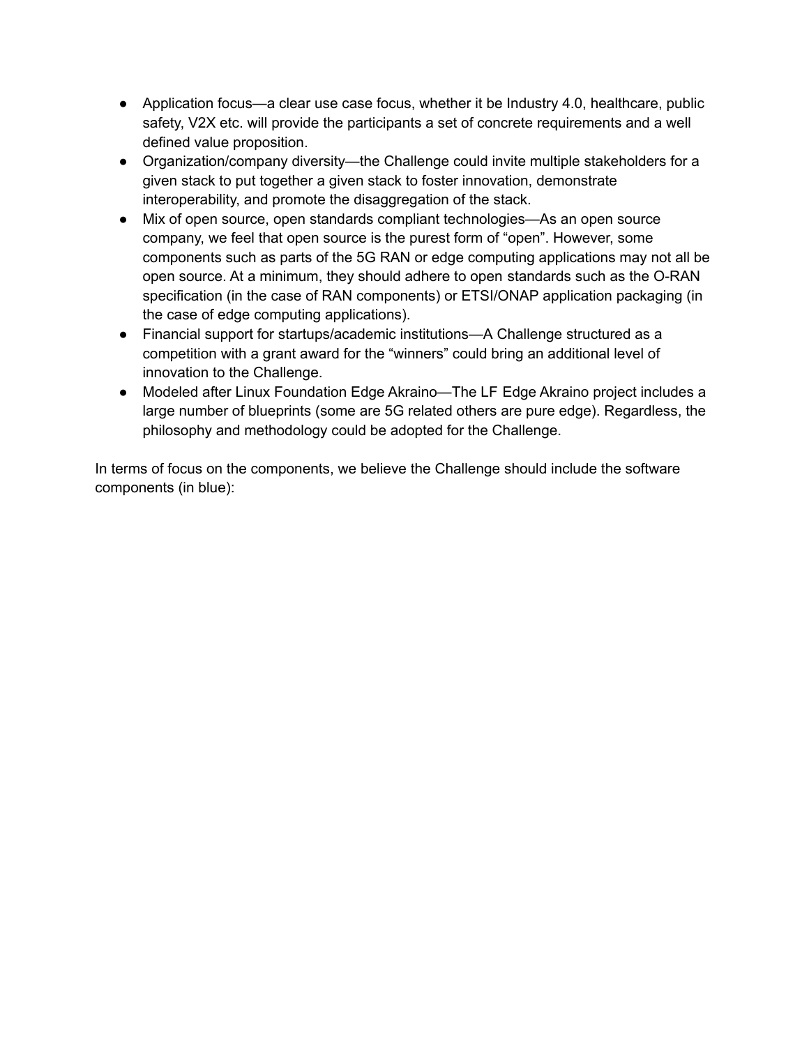- Application focus—a clear use case focus, whether it be Industry 4.0, healthcare, public safety, V2X etc. will provide the participants a set of concrete requirements and a well defined value proposition.
- Organization/company diversity—the Challenge could invite multiple stakeholders for a given stack to put together a given stack to foster innovation, demonstrate interoperability, and promote the disaggregation of the stack.
- Mix of open source, open standards compliant technologies—As an open source company, we feel that open source is the purest form of "open". However, some components such as parts of the 5G RAN or edge computing applications may not all be open source. At a minimum, they should adhere to open standards such as the O-RAN specification (in the case of RAN components) or ETSI/ONAP application packaging (in the case of edge computing applications).
- Financial support for startups/academic institutions—A Challenge structured as a competition with a grant award for the "winners" could bring an additional level of innovation to the Challenge.
- Modeled after Linux Foundation Edge Akraino—The LF Edge Akraino project includes a large number of blueprints (some are 5G related others are pure edge). Regardless, the philosophy and methodology could be adopted for the Challenge.

In terms of focus on the components, we believe the Challenge should include the software components (in blue):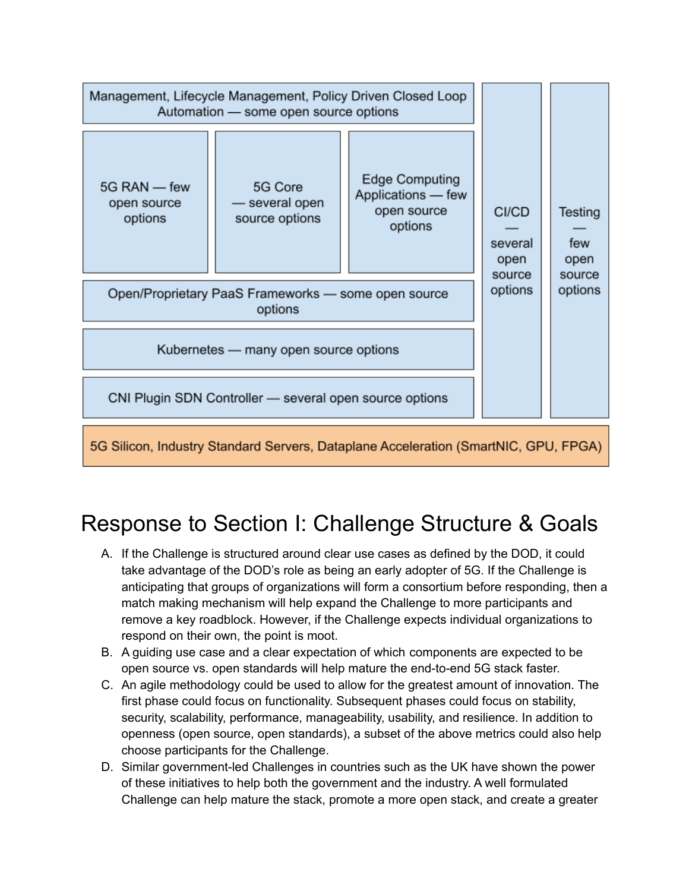| Management, Lifecycle Management, Policy Driven Closed Loop Automation — some open source options | | | CI/CD — several open source options | Testing — few open source options |
|---|---|---|---|---|
| 5G RAN — few open source options | 5G Core — several open source options | Edge Computing Applications — few open source options | | |
| Open/Proprietary PaaS Frameworks — some open source options | | | | |
| Kubernetes — many open source options | | | | |
| CNI Plugin SDN Controller — several open source options | | | | |
| 5G Silicon, Industry Standard Servers, Dataplane Acceleration (SmartNIC, GPU, FPGA) | | | | |

# Response to Section I: Challenge Structure & Goals

A. If the Challenge is structured around clear use cases as defined by the DOD, it could take advantage of the DOD's role as being an early adopter of 5G. If the Challenge is anticipating that groups of organizations will form a consortium before responding, then a match making mechanism will help expand the Challenge to more participants and remove a key roadblock. However, if the Challenge expects individual organizations to respond on their own, the point is moot.

B. A guiding use case and a clear expectation of which components are expected to be open source vs. open standards will help mature the end-to-end 5G stack faster.

C. An agile methodology could be used to allow for the greatest amount of innovation. The first phase could focus on functionality. Subsequent phases could focus on stability, security, scalability, performance, manageability, usability, and resilience. In addition to openness (open source, open standards), a subset of the above metrics could also help choose participants for the Challenge.

D. Similar government-led Challenges in countries such as the UK have shown the power of these initiatives to help both the government and the industry. A well formulated Challenge can help mature the stack, promote a more open stack, and create a greater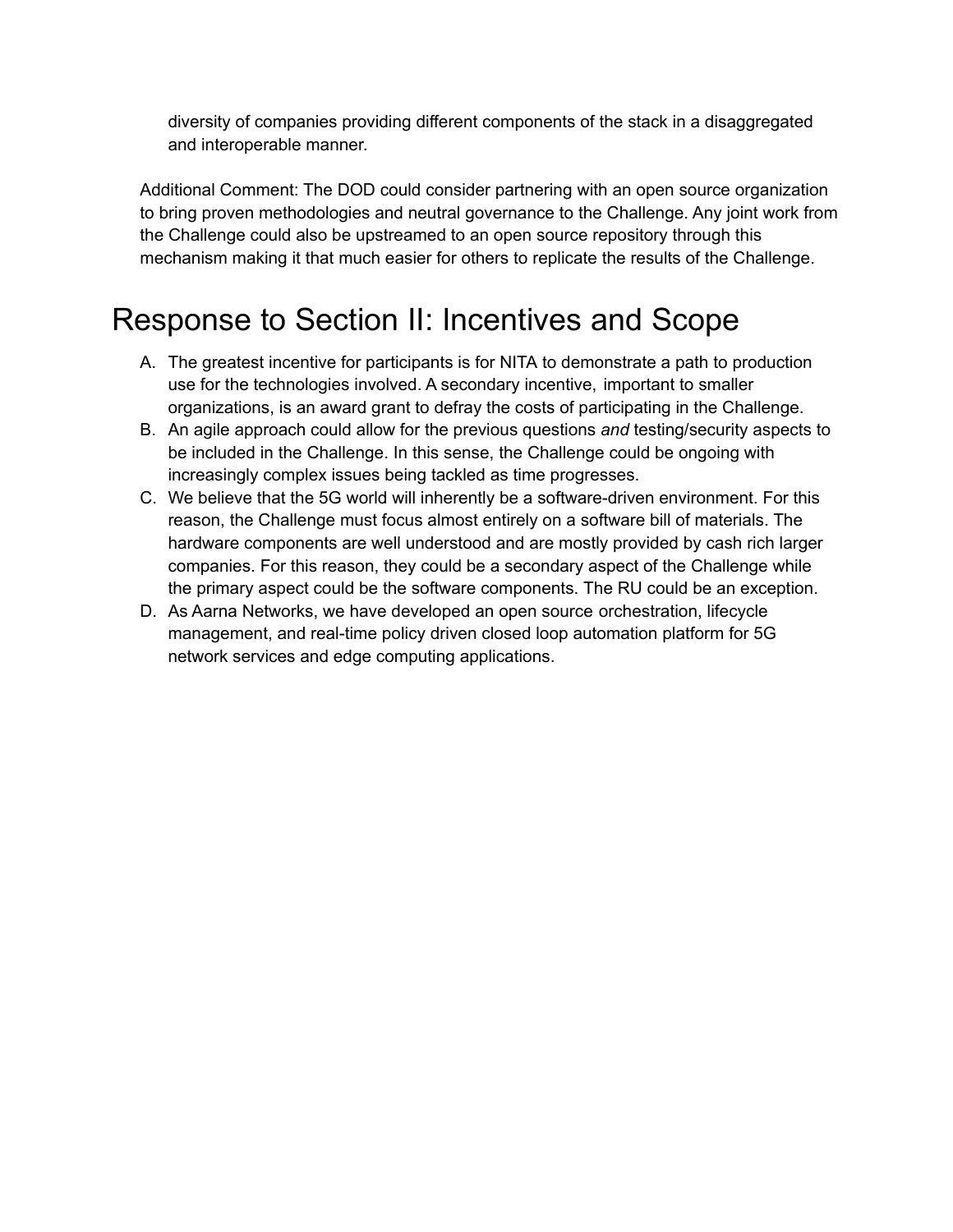diversity of companies providing different components of the stack in a disaggregated and interoperable manner.

Additional Comment: The DOD could consider partnering with an open source organization to bring proven methodologies and neutral governance to the Challenge. Any joint work from the Challenge could also be upstreamed to an open source repository through this mechanism making it that much easier for others to replicate the results of the Challenge.

# Response to Section II: Incentives and Scope

A. The greatest incentive for participants is for NITA to demonstrate a path to production use for the technologies involved. A secondary incentive, important to smaller organizations, is an award grant to defray the costs of participating in the Challenge.
B. An agile approach could allow for the previous questions *and* testing/security aspects to be included in the Challenge. In this sense, the Challenge could be ongoing with increasingly complex issues being tackled as time progresses.
C. We believe that the 5G world will inherently be a software-driven environment. For this reason, the Challenge must focus almost entirely on a software bill of materials. The hardware components are well understood and are mostly provided by cash rich larger companies. For this reason, they could be a secondary aspect of the Challenge while the primary aspect could be the software components. The RU could be an exception.
D. As Aarna Networks, we have developed an open source orchestration, lifecycle management, and real-time policy driven closed loop automation platform for 5G network services and edge computing applications.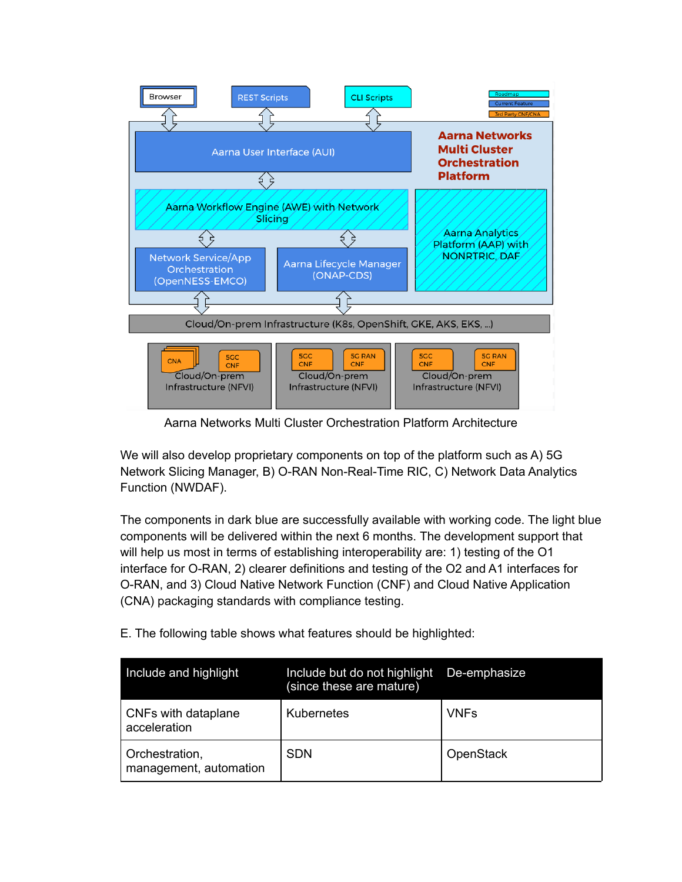Aarna Networks Multi Cluster Orchestration Platform Architecture

We will also develop proprietary components on top of the platform such as A) 5G Network Slicing Manager, B) O-RAN Non-Real-Time RIC, C) Network Data Analytics Function (NWDAF).

The components in dark blue are successfully available with working code. The light blue components will be delivered within the next 6 months. The development support that will help us most in terms of establishing interoperability are: 1) testing of the O1 interface for O-RAN, 2) clearer definitions and testing of the O2 and A1 interfaces for O-RAN, and 3) Cloud Native Network Function (CNF) and Cloud Native Application (CNA) packaging standards with compliance testing.

E. The following table shows what features should be highlighted:

| Include and highlight | Include but do not highlight (since these are mature) | De-emphasize |
|---|---|---|
| CNFs with dataplane acceleration | Kubernetes | VNFs |
| Orchestration, management, automation | SDN | OpenStack |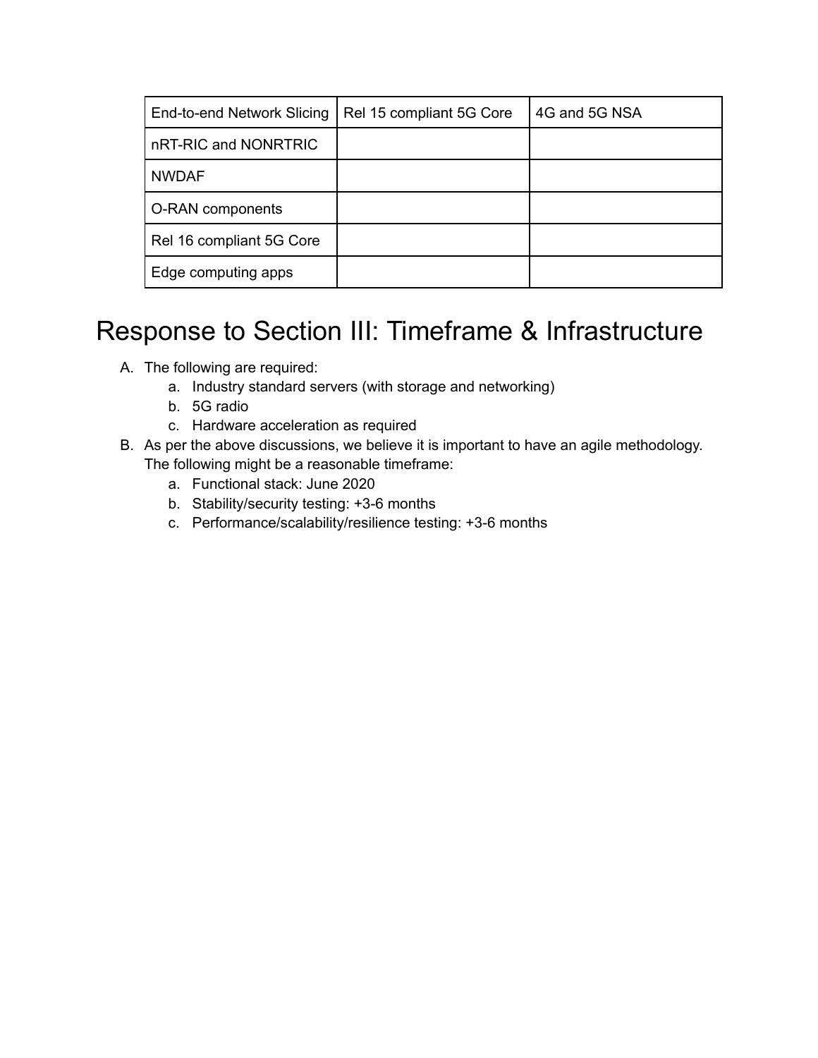| | | |
|---|---|---|
| End-to-end Network Slicing | Rel 15 compliant 5G Core | 4G and 5G NSA |
| nRT-RIC and NONRTRIC | | |
| NWDAF | | |
| O-RAN components | | |
| Rel 16 compliant 5G Core | | |
| Edge computing apps | | |

# Response to Section III: Timeframe & Infrastructure

A. The following are required:
   a. Industry standard servers (with storage and networking)
   b. 5G radio
   c. Hardware acceleration as required
B. As per the above discussions, we believe it is important to have an agile methodology. The following might be a reasonable timeframe:
   a. Functional stack: June 2020
   b. Stability/security testing: +3-6 months
   c. Performance/scalability/resilience testing: +3-6 months